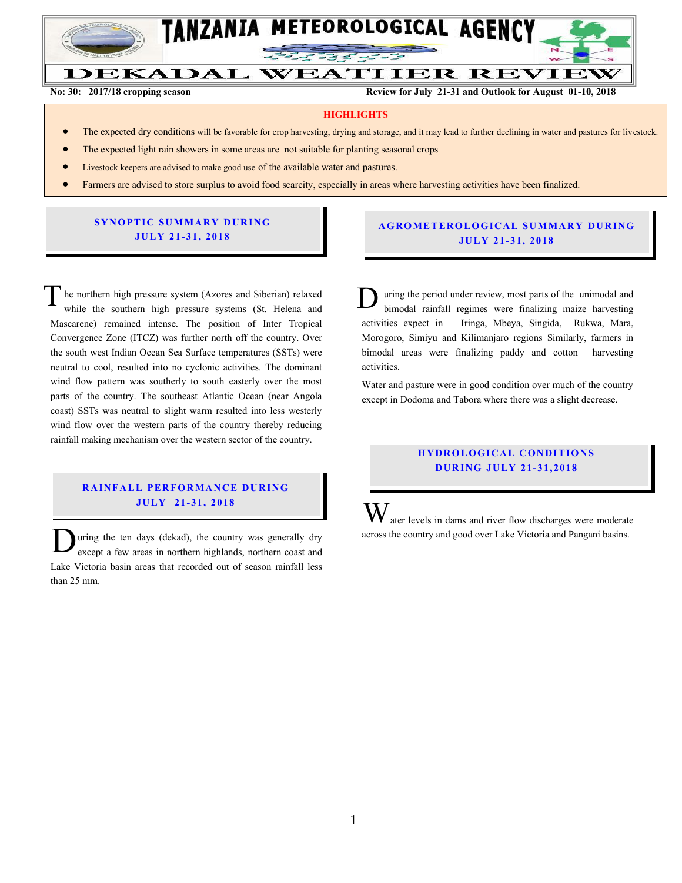# TANZANIA METEOROLOGICAL AGENCY

# DEKADAL WEATHER REVIEW

**No: 30: 2017/18 cropping season** **Review for July 21-31 and Outlook for August 01-10, 2018**

## HIGHLIGHTS

- The expected dry conditions will be favorable for crop harvesting, drying and storage, and it may lead to further declining in water and pastures for livestock.
- The expected light rain showers in some areas are not suitable for planting seasonal crops
- Livestock keepers are advised to make good use of the available water and pastures.
- Farmers are advised to store surplus to avoid food scarcity, especially in areas where harvesting activities have been finalized.

## SYNOPTIC SUMMARY DURING JULY 21-31, 2018

The northern high pressure system (Azores and Siberian) relaxed while the southern high pressure systems (St. Helena and Mascarene) remained intense. The position of Inter Tropical Convergence Zone (ITCZ) was further north off the country. Over the south west Indian Ocean Sea Surface temperatures (SSTs) were neutral to cool, resulted into no cyclonic activities. The dominant wind flow pattern was southerly to south easterly over the most parts of the country. The southeast Atlantic Ocean (near Angola coast) SSTs was neutral to slight warm resulted into less westerly wind flow over the western parts of the country thereby reducing rainfall making mechanism over the western sector of the country.

## RAINFALL PERFORMANCE DURING JULY 21-31, 2018

During the ten days (dekad), the country was generally dry except a few areas in northern highlands, northern coast and Lake Victoria basin areas that recorded out of season rainfall less than 25 mm.

## AGROMETEROLOGICAL SUMMARY DURING JULY 21-31, 2018

During the period under review, most parts of the unimodal and bimodal rainfall regimes were finalizing maize harvesting activities expect in Iringa, Mbeya, Singida, Rukwa, Mara, Morogoro, Simiyu and Kilimanjaro regions Similarly, farmers in bimodal areas were finalizing paddy and cotton harvesting activities.

Water and pasture were in good condition over much of the country except in Dodoma and Tabora where there was a slight decrease.

## HYDROLOGICAL CONDITIONS DURING JULY 21-31,2018

Water levels in dams and river flow discharges were moderate across the country and good over Lake Victoria and Pangani basins.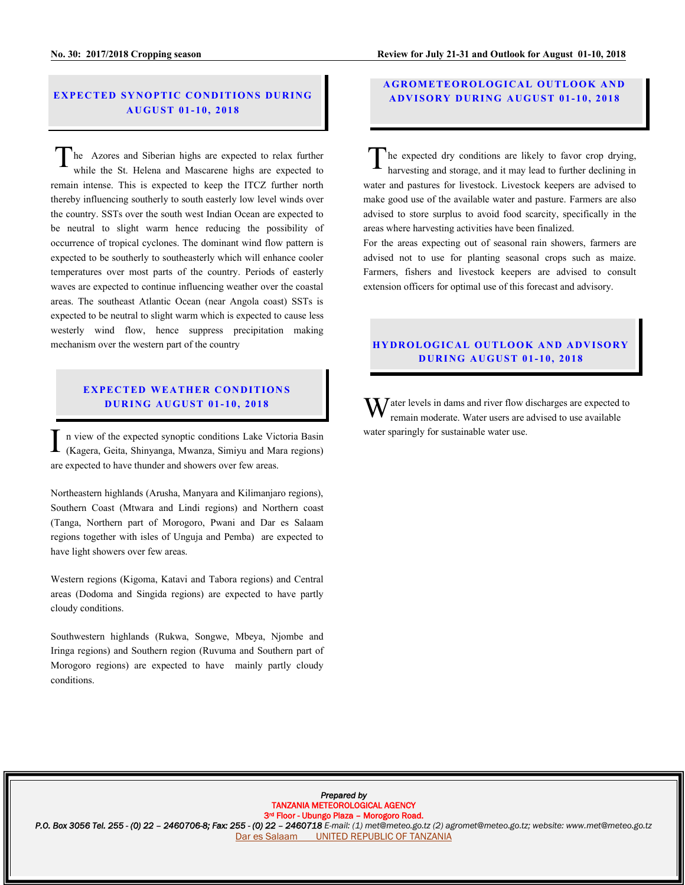## EXPECTED SYNOPTIC CONDITIONS DURING AUGUST 01-10, 2018

The Azores and Siberian highs are expected to relax further while the St. Helena and Mascarene highs are expected to remain intense. This is expected to keep the ITCZ further north thereby influencing southerly to south easterly low level winds over the country. SSTs over the south west Indian Ocean are expected to be neutral to slight warm hence reducing the possibility of occurrence of tropical cyclones. The dominant wind flow pattern is expected to be southerly to southeasterly which will enhance cooler temperatures over most parts of the country. Periods of easterly waves are expected to continue influencing weather over the coastal areas. The southeast Atlantic Ocean (near Angola coast) SSTs is expected to be neutral to slight warm which is expected to cause less westerly wind flow, hence suppress precipitation making mechanism over the western part of the country

## EXPECTED WEATHER CONDITIONS DURING AUGUST 01-10, 2018

In view of the expected synoptic conditions Lake Victoria Basin (Kagera, Geita, Shinyanga, Mwanza, Simiyu and Mara regions) are expected to have thunder and showers over few areas.

Northeastern highlands (Arusha, Manyara and Kilimanjaro regions), Southern Coast (Mtwara and Lindi regions) and Northern coast (Tanga, Northern part of Morogoro, Pwani and Dar es Salaam regions together with isles of Unguja and Pemba) are expected to have light showers over few areas.

Western regions (Kigoma, Katavi and Tabora regions) and Central areas (Dodoma and Singida regions) are expected to have partly cloudy conditions.

Southwestern highlands (Rukwa, Songwe, Mbeya, Njombe and Iringa regions) and Southern region (Ruvuma and Southern part of Morogoro regions) are expected to have mainly partly cloudy conditions.

## AGROMETEOROLOGICAL OUTLOOK AND ADVISORY DURING AUGUST 01-10, 2018

The expected dry conditions are likely to favor crop drying, harvesting and storage, and it may lead to further declining in water and pastures for livestock. Livestock keepers are advised to make good use of the available water and pasture. Farmers are also advised to store surplus to avoid food scarcity, specifically in the areas where harvesting activities have been finalized.

For the areas expecting out of seasonal rain showers, farmers are advised not to use for planting seasonal crops such as maize. Farmers, fishers and livestock keepers are advised to consult extension officers for optimal use of this forecast and advisory.

## HYDROLOGICAL OUTLOOK AND ADVISORY DURING AUGUST 01-10, 2018

Water levels in dams and river flow discharges are expected to remain moderate. Water users are advised to use available water sparingly for sustainable water use.

*Prepared by*

TANZANIA METEOROLOGICAL AGENCY

3rd Floor - Ubungo Plaza – Morogoro Road.

*P.O. Box 3056 Tel. 255 - (0) 22 – 2460706-8; Fax: 255 - (0) 22 – 2460718 E-mail: (1) met@meteo.go.tz (2) agromet@meteo.go.tz; website: www.met@meteo.go.tz*

Dar es Salaam UNITED REPUBLIC OF TANZANIA